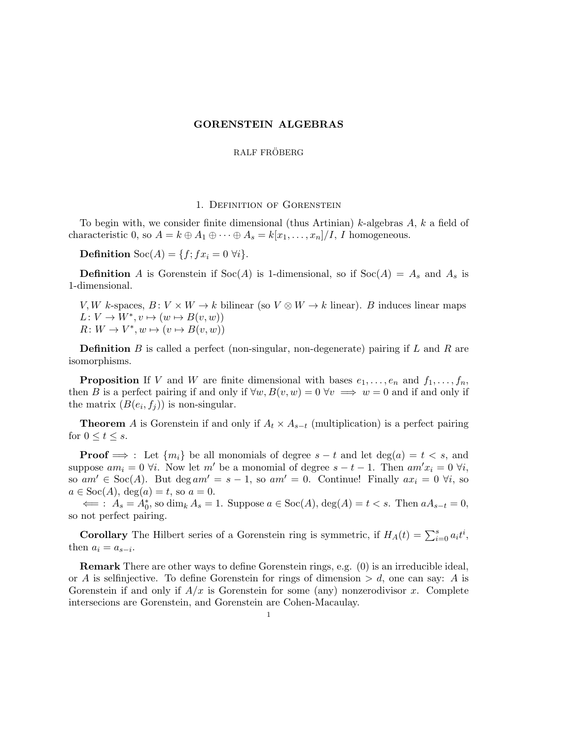# GORENSTEIN ALGEBRAS

RALF FRÖBERG

## 1. Definition of Gorenstein

To begin with, we consider finite dimensional (thus Artinian) $k$-algebras $A$, $k$ a field of characteristic 0, so $A = k \oplus A_1 \oplus \cdots \oplus A_s = k[x_1, \dots, x_n]/I$, $I$ homogeneous.

**Definition** $\operatorname{Soc}(A) = \{f; fx_i = 0 \ \forall i\}$.

**Definition** $A$ is Gorenstein if $\operatorname{Soc}(A)$ is 1-dimensional, so if $\operatorname{Soc}(A) = A_s$ and $A_s$ is 1-dimensional.

$V, W$ $k$-spaces, $B \colon V \times W \to k$ bilinear (so $V \otimes W \to k$ linear). $B$ induces linear maps
$L \colon V \to W^*, v \mapsto (w \mapsto B(v, w))$
$R \colon W \to V^*, w \mapsto (v \mapsto B(v, w))$

**Definition** $B$ is called a perfect (non-singular, non-degenerate) pairing if $L$ and $R$ are isomorphisms.

**Proposition** If $V$ and $W$ are finite dimensional with bases $e_1, \dots, e_n$ and $f_1, \dots, f_n$, then $B$ is a perfect pairing if and only if $\forall w, B(v, w) = 0 \ \forall v \implies w = 0$ and if and only if the matrix $(B(e_i, f_j))$ is non-singular.

**Theorem** $A$ is Gorenstein if and only if $A_t \times A_{s-t}$ (multiplication) is a perfect pairing for $0 \leq t \leq s$.

**Proof** $\implies$ : Let $\{m_i\}$ be all monomials of degree $s - t$ and let $\deg(a) = t < s$, and suppose $am_i = 0 \ \forall i$. Now let $m'$ be a monomial of degree $s - t - 1$. Then $am'x_i = 0 \ \forall i$, so $am' \in \operatorname{Soc}(A)$. But $\deg am' = s - 1$, so $am' = 0$. Continue! Finally $ax_i = 0 \ \forall i$, so $a \in \operatorname{Soc}(A)$, $\deg(a) = t$, so $a = 0$.
$\impliedby$ : $A_s = A_0^*$, so $\dim_k A_s = 1$. Suppose $a \in \operatorname{Soc}(A)$, $\deg(A) = t < s$. Then $aA_{s-t} = 0$, so not perfect pairing.

**Corollary** The Hilbert series of a Gorenstein ring is symmetric, if $H_A(t) = \sum_{i=0}^{s} a_i t^i$, then $a_i = a_{s-i}$.

**Remark** There are other ways to define Gorenstein rings, e.g. (0) is an irreducible ideal, or $A$ is selfinjective. To define Gorenstein for rings of dimension $> d$, one can say: $A$ is Gorenstein if and only if $A/x$ is Gorenstein for some (any) nonzerodivisor $x$. Complete intersecions are Gorenstein, and Gorenstein are Cohen-Macaulay.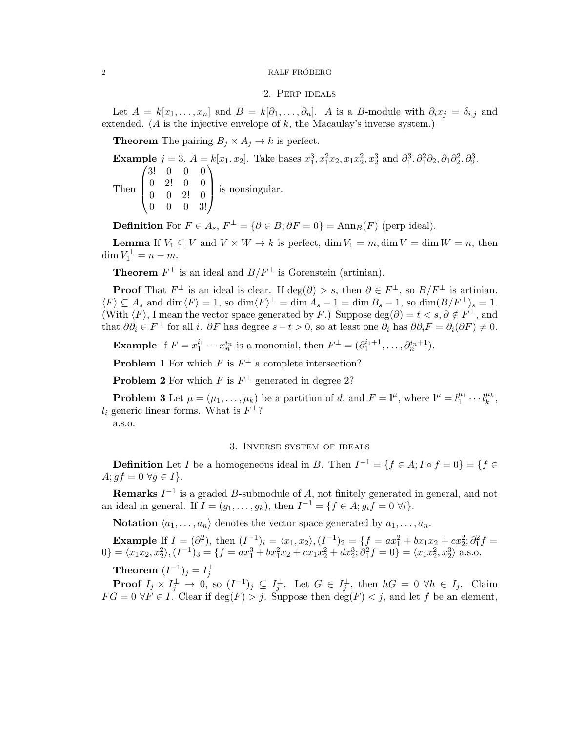## 2. Perp ideals

Let $A = k[x_1, \ldots, x_n]$ and $B = k[\partial_1, \ldots, \partial_n]$. $A$ is a $B$-module with $\partial_i x_j = \delta_{i,j}$ and extended. ($A$ is the injective envelope of $k$, the Macaulay's inverse system.)

**Theorem** The pairing $B_j \times A_j \to k$ is perfect.

**Example** $j = 3$, $A = k[x_1, x_2]$. Take bases $x_1^3, x_1^2 x_2, x_1 x_2^2, x_2^3$ and $\partial_1^3, \partial_1^2\partial_2, \partial_1\partial_2^2, \partial_2^3$. Then $\begin{pmatrix} 3! & 0 & 0 & 0 \\ 0 & 2! & 0 & 0 \\ 0 & 0 & 2! & 0 \\ 0 & 0 & 0 & 3! \end{pmatrix}$ is nonsingular.

**Definition** For $F \in A_s$, $F^\perp = \{\partial \in B; \partial F = 0\} = \mathrm{Ann}_B(F)$ (perp ideal).

**Lemma** If $V_1 \subseteq V$ and $V \times W \to k$ is perfect, $\dim V_1 = m, \dim V = \dim W = n$, then $\dim V_1^\perp = n - m$.

**Theorem** $F^\perp$ is an ideal and $B/F^\perp$ is Gorenstein (artinian).

**Proof** That $F^\perp$ is an ideal is clear. If $\deg(\partial) > s$, then $\partial \in F^\perp$, so $B/F^\perp$ is artinian. $\langle F\rangle \subseteq A_s$ and $\dim\langle F\rangle = 1$, so $\dim\langle F\rangle^\perp = \dim A_s - 1 = \dim B_s - 1$, so $\dim(B/F^\perp)_s = 1$. (With $\langle F\rangle$, I mean the vector space generated by $F$.) Suppose $\deg(\partial) = t < s, \partial \notin F^\perp$, and that $\partial\partial_i \in F^\perp$ for all $i$. $\partial F$ has degree $s - t > 0$, so at least one $\partial_i$ has $\partial\partial_i F = \partial_i(\partial F) \neq 0$.

**Example** If $F = x_1^{i_1} \cdots x_n^{i_n}$ is a monomial, then $F^\perp = (\partial_1^{i_1+1}, \ldots, \partial_n^{i_n+1})$.

**Problem 1** For which $F$ is $F^\perp$ a complete intersection?

**Problem 2** For which $F$ is $F^\perp$ generated in degree 2?

**Problem 3** Let $\mu = (\mu_1, \ldots, \mu_k)$ be a partition of $d$, and $F = \mathbf{l}^\mu$, where $\mathbf{l}^\mu = l_1^{\mu_1} \cdots l_k^{\mu_k}$, $l_i$ generic linear forms. What is $F^\perp$?

a.s.o.

## 3. Inverse system of ideals

**Definition** Let $I$ be a homogeneous ideal in $B$. Then $I^{-1} = \{f \in A; I \circ f = 0\} = \{f \in A; gf = 0\ \forall g \in I\}$.

**Remarks** $I^{-1}$ is a graded $B$-submodule of $A$, not finitely generated in general, and not an ideal in general. If $I = (g_1, \ldots, g_k)$, then $I^{-1} = \{f \in A; g_i f = 0\ \forall i\}$.

**Notation** $\langle a_1, \ldots, a_n\rangle$ denotes the vector space generated by $a_1, \ldots, a_n$.

**Example** If $I = (\partial_1^2)$, then $(I^{-1})_i = \langle x_1, x_2\rangle, (I^{-1})_2 = \{f = ax_1^2 + bx_1x_2 + cx_2^2; \partial_1^2 f = 0\} = \langle x_1x_2, x_2^2\rangle, (I^{-1})_3 = \{f = ax_1^3 + bx_1^2x_2 + cx_1x_2^2 + dx_2^3; \partial_1^2 f = 0\} = \langle x_1x_2^2, x_2^3\rangle$ a.s.o.

**Theorem** $(I^{-1})_j = I_j^\perp$

**Proof** $I_j \times I_j^\perp \to 0$, so $(I^{-1})_j \subseteq I_j^\perp$. Let $G \in I_j^\perp$, then $hG = 0\ \forall h \in I_j$. Claim $FG = 0\ \forall F \in I$. Clear if $\deg(F) > j$. Suppose then $\deg(F) < j$, and let $f$ be an element,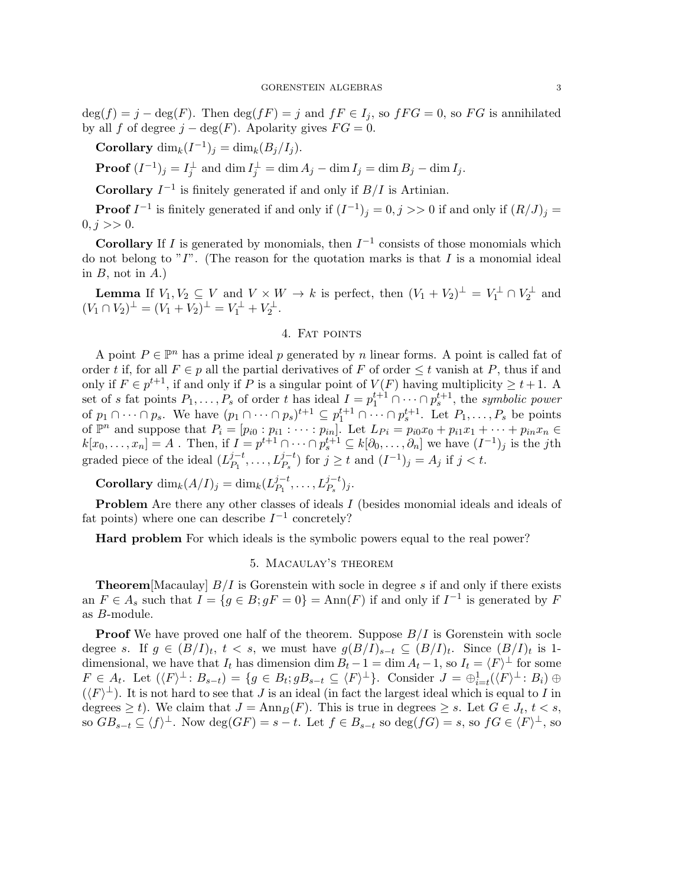$\deg(f) = j - \deg(F)$. Then $\deg(fF) = j$ and $fF \in I_j$, so $fFG = 0$, so $FG$ is annihilated by all $f$ of degree $j - \deg(F)$. Apolarity gives $FG = 0$.

**Corollary** $\dim_k(I^{-1})_j = \dim_k(B_j/I_j)$.

**Proof** $(I^{-1})_j = I_j^{\perp}$ and $\dim I_j^{\perp} = \dim A_j - \dim I_j = \dim B_j - \dim I_j$.

**Corollary** $I^{-1}$ is finitely generated if and only if $B/I$ is Artinian.

**Proof** $I^{-1}$ is finitely generated if and only if $(I^{-1})_j = 0, j >> 0$ if and only if $(R/J)_j = 0, j >> 0$.

**Corollary** If $I$ is generated by monomials, then $I^{-1}$ consists of those monomials which do not belong to "$I$". (The reason for the quotation marks is that $I$ is a monomial ideal in $B$, not in $A$.)

**Lemma** If $V_1, V_2 \subseteq V$ and $V \times W \to k$ is perfect, then $(V_1 + V_2)^{\perp} = V_1^{\perp} \cap V_2^{\perp}$ and $(V_1 \cap V_2)^{\perp} = (V_1 + V_2)^{\perp} = V_1^{\perp} + V_2^{\perp}$.

## 4. Fat points

A point $P \in \mathbb{P}^n$ has a prime ideal $p$ generated by $n$ linear forms. A point is called fat of order $t$ if, for all $F \in p$ all the partial derivatives of $F$ of order $\leq t$ vanish at $P$, thus if and only if $F \in p^{t+1}$, if and only if $P$ is a singular point of $V(F)$ having multiplicity $\geq t+1$. A set of $s$ fat points $P_1, \ldots, P_s$ of order $t$ has ideal $I = p_1^{t+1} \cap \cdots \cap p_s^{t+1}$, the *symbolic power* of $p_1 \cap \cdots \cap p_s$. We have $(p_1 \cap \cdots \cap p_s)^{t+1} \subseteq p_1^{t+1} \cap \cdots \cap p_s^{t+1}$. Let $P_1, \ldots, P_s$ be points of $\mathbb{P}^n$ and suppose that $P_i = [p_{i0} : p_{i1} : \cdots : p_{in}]$. Let $L_{Pi} = p_{i0}x_0 + p_{i1}x_1 + \cdots + p_{in}x_n \in k[x_0, \ldots, x_n] = A$ . Then, if $I = p^{t+1} \cap \cdots \cap p_s^{t+1} \subseteq k[\partial_0, \ldots, \partial_n]$ we have $(I^{-1})_j$ is the $j$th graded piece of the ideal $(L_{P_1}^{j-t}, \ldots, L_{P_s}^{j-t})$ for $j \geq t$ and $(I^{-1})_j = A_j$ if $j < t$.

**Corollary** $\dim_k(A/I)_j = \dim_k(L_{P_1}^{j-t}, \ldots, L_{P_s}^{j-t})_j$.

**Problem** Are there any other classes of ideals $I$ (besides monomial ideals and ideals of fat points) where one can describe $I^{-1}$ concretely?

**Hard problem** For which ideals is the symbolic powers equal to the real power?

## 5. Macaulay's theorem

**Theorem**[Macaulay] $B/I$ is Gorenstein with socle in degree $s$ if and only if there exists an $F \in A_s$ such that $I = \{g \in B; gF = 0\} = \mathrm{Ann}(F)$ if and only if $I^{-1}$ is generated by $F$ as $B$-module.

**Proof** We have proved one half of the theorem. Suppose $B/I$ is Gorenstein with socle degree $s$. If $g \in (B/I)_t$, $t < s$, we must have $g(B/I)_{s-t} \subseteq (B/I)_t$. Since $(B/I)_t$ is 1-dimensional, we have that $I_t$ has dimension $\dim B_t - 1 = \dim A_t - 1$, so $I_t = \langle F \rangle^{\perp}$ for some $F \in A_t$. Let $(\langle F \rangle^{\perp} : B_{s-t}) = \{g \in B_t; gB_{s-t} \subseteq \langle F \rangle^{\perp}\}$. Consider $J = \oplus_{i=t}^{1}(\langle F \rangle^{\perp} : B_i) \oplus (\langle F \rangle^{\perp})$. It is not hard to see that $J$ is an ideal (in fact the largest ideal which is equal to $I$ in degrees $\geq t$). We claim that $J = \mathrm{Ann}_B(F)$. This is true in degrees $\geq s$. Let $G \in J_t$, $t < s$, so $GB_{s-t} \subseteq \langle f \rangle^{\perp}$. Now $\deg(GF) = s - t$. Let $f \in B_{s-t}$ so $\deg(fG) = s$, so $fG \in \langle F \rangle^{\perp}$, so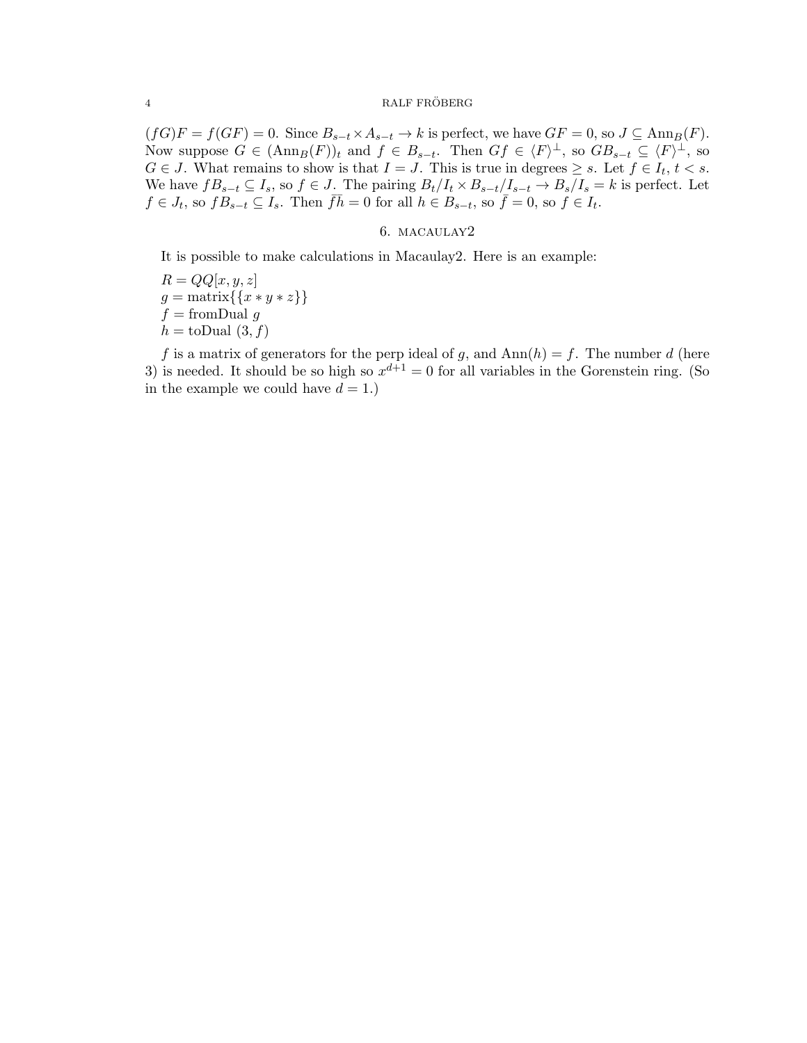$(fG)F = f(GF) = 0$. Since $B_{s-t} \times A_{s-t} \to k$ is perfect, we have $GF = 0$, so $J \subseteq \mathrm{Ann}_B(F)$. Now suppose $G \in (\mathrm{Ann}_B(F))_t$ and $f \in B_{s-t}$. Then $Gf \in \langle F \rangle^{\perp}$, so $GB_{s-t} \subseteq \langle F \rangle^{\perp}$, so $G \in J$. What remains to show is that $I = J$. This is true in degrees $\geq s$. Let $f \in I_t$, $t < s$. We have $fB_{s-t} \subseteq I_s$, so $f \in J$. The pairing $B_t/I_t \times B_{s-t}/I_{s-t} \to B_s/I_s = k$ is perfect. Let $f \in J_t$, so $fB_{s-t} \subseteq I_s$. Then $\bar{f}\bar{h} = 0$ for all $h \in B_{s-t}$, so $\bar{f} = 0$, so $f \in I_t$.

## 6. Macaulay2

It is possible to make calculations in Macaulay2. Here is an example:

```
R = QQ[x, y, z]
g = matrix{{x * y * z}}
f = fromDual g
h = toDual (3, f)
```

$f$ is a matrix of generators for the perp ideal of $g$, and $\mathrm{Ann}(h) = f$. The number $d$ (here 3) is needed. It should be so high so $x^{d+1} = 0$ for all variables in the Gorenstein ring. (So in the example we could have $d = 1$.)